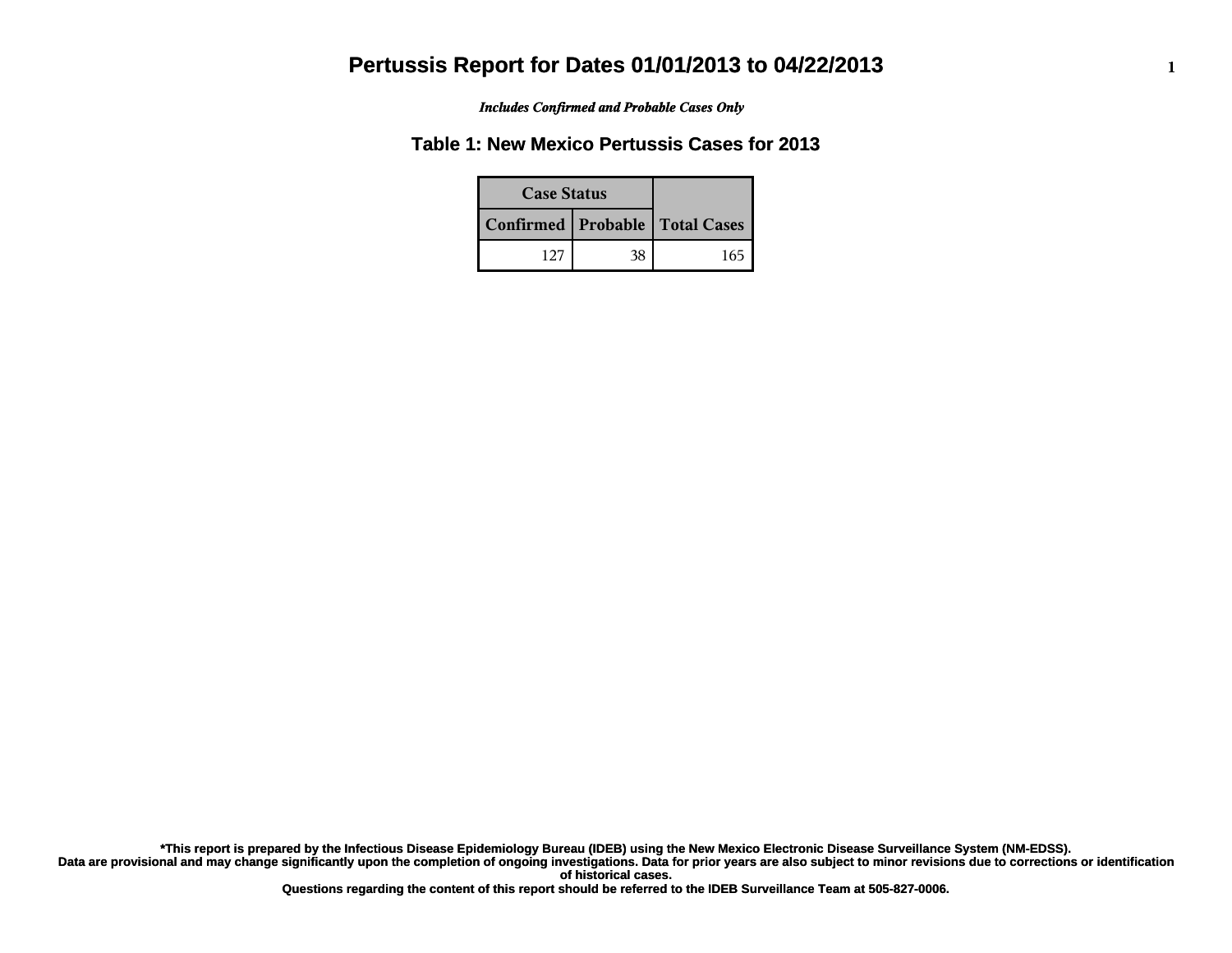# Pertussis Report for Dates 01/01/2013 to 04/22/2013

*Includes Confirmed and Probable Cases Only*

## Table 1: New Mexico Pertussis Cases for 2013

| Case Status | | |
|---|---|---|
| Confirmed | Probable | Total Cases |
| 127 | 38 | 165 |

**\*This report is prepared by the Infectious Disease Epidemiology Bureau (IDEB) using the New Mexico Electronic Disease Surveillance System (NM-EDSS). Data are provisional and may change significantly upon the completion of ongoing investigations. Data for prior years are also subject to minor revisions due to corrections or identification of historical cases. Questions regarding the content of this report should be referred to the IDEB Surveillance Team at 505-827-0006.**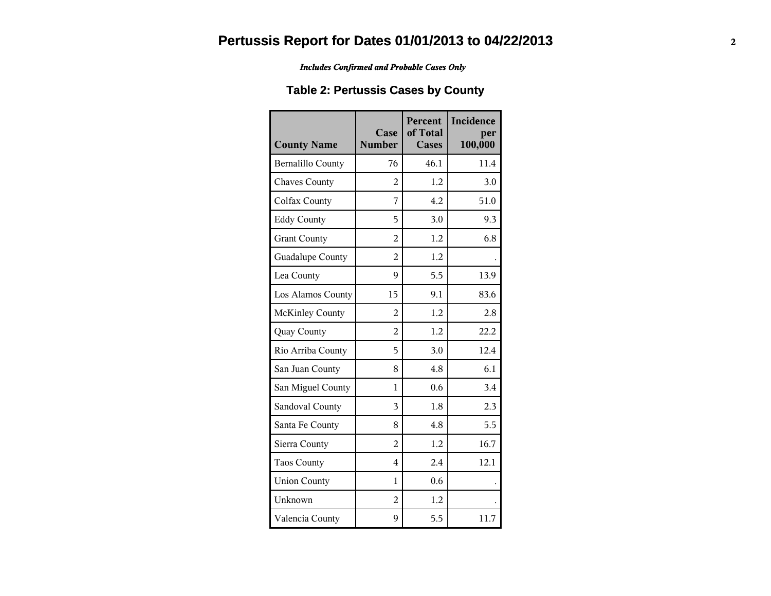# Pertussis Report for Dates 01/01/2013 to 04/22/2013

***Includes Confirmed and Probable Cases Only***

## Table 2: Pertussis Cases by County

| County Name | Case Number | Percent of Total Cases | Incidence per 100,000 |
|---|---|---|---|
| Bernalillo County | 76 | 46.1 | 11.4 |
| Chaves County | 2 | 1.2 | 3.0 |
| Colfax County | 7 | 4.2 | 51.0 |
| Eddy County | 5 | 3.0 | 9.3 |
| Grant County | 2 | 1.2 | 6.8 |
| Guadalupe County | 2 | 1.2 | . |
| Lea County | 9 | 5.5 | 13.9 |
| Los Alamos County | 15 | 9.1 | 83.6 |
| McKinley County | 2 | 1.2 | 2.8 |
| Quay County | 2 | 1.2 | 22.2 |
| Rio Arriba County | 5 | 3.0 | 12.4 |
| San Juan County | 8 | 4.8 | 6.1 |
| San Miguel County | 1 | 0.6 | 3.4 |
| Sandoval County | 3 | 1.8 | 2.3 |
| Santa Fe County | 8 | 4.8 | 5.5 |
| Sierra County | 2 | 1.2 | 16.7 |
| Taos County | 4 | 2.4 | 12.1 |
| Union County | 1 | 0.6 | . |
| Unknown | 2 | 1.2 | . |
| Valencia County | 9 | 5.5 | 11.7 |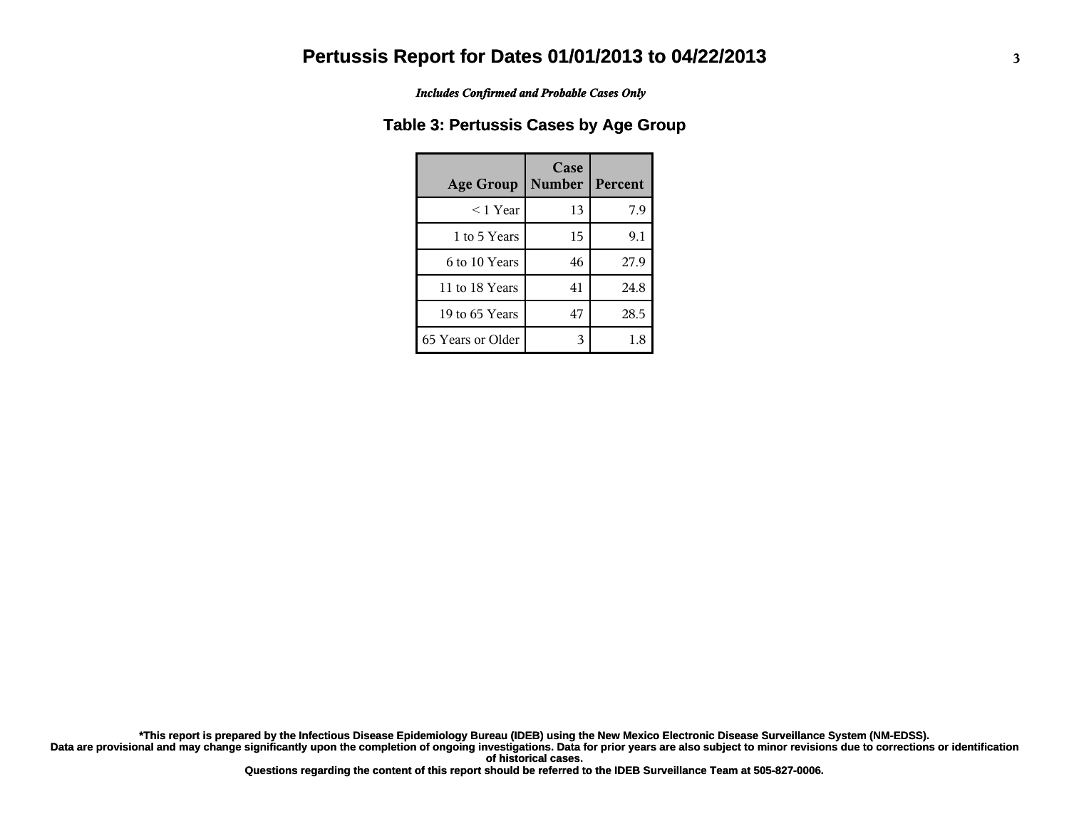# Pertussis Report for Dates 01/01/2013 to 04/22/2013

*Includes Confirmed and Probable Cases Only*

## Table 3: Pertussis Cases by Age Group

| Age Group | Case Number | Percent |
|---|---|---|
| < 1 Year | 13 | 7.9 |
| 1 to 5 Years | 15 | 9.1 |
| 6 to 10 Years | 46 | 27.9 |
| 11 to 18 Years | 41 | 24.8 |
| 19 to 65 Years | 47 | 28.5 |
| 65 Years or Older | 3 | 1.8 |

**\*This report is prepared by the Infectious Disease Epidemiology Bureau (IDEB) using the New Mexico Electronic Disease Surveillance System (NM-EDSS). Data are provisional and may change significantly upon the completion of ongoing investigations. Data for prior years are also subject to minor revisions due to corrections or identification of historical cases. Questions regarding the content of this report should be referred to the IDEB Surveillance Team at 505-827-0006.**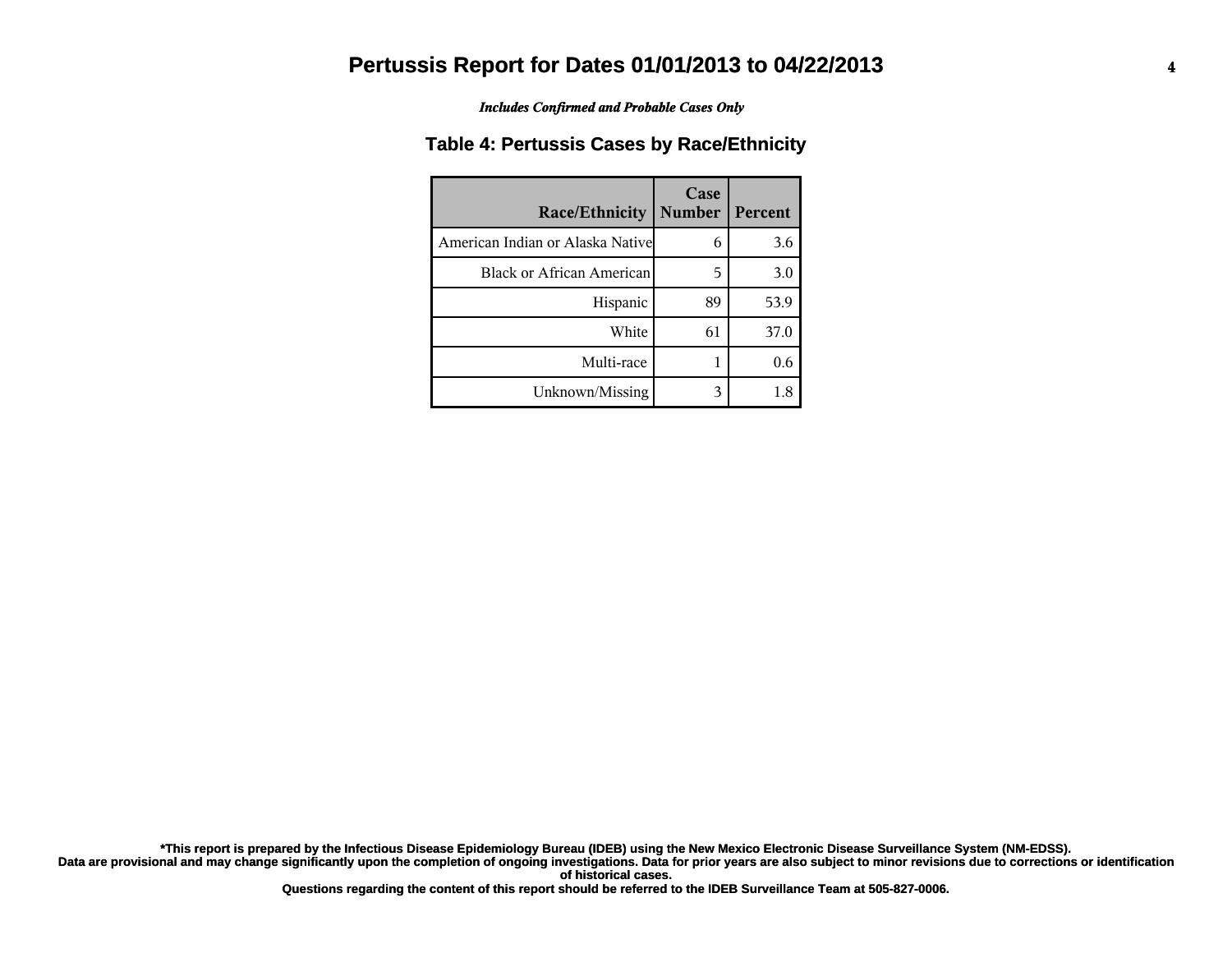# Pertussis Report for Dates 01/01/2013 to 04/22/2013

***Includes Confirmed and Probable Cases Only***

## Table 4: Pertussis Cases by Race/Ethnicity

| Race/Ethnicity | Case Number | Percent |
| --- | --- | --- |
| American Indian or Alaska Native | 6 | 3.6 |
| Black or African American | 5 | 3.0 |
| Hispanic | 89 | 53.9 |
| White | 61 | 37.0 |
| Multi-race | 1 | 0.6 |
| Unknown/Missing | 3 | 1.8 |

**\*This report is prepared by the Infectious Disease Epidemiology Bureau (IDEB) using the New Mexico Electronic Disease Surveillance System (NM-EDSS). Data are provisional and may change significantly upon the completion of ongoing investigations. Data for prior years are also subject to minor revisions due to corrections or identification of historical cases.**

**Questions regarding the content of this report should be referred to the IDEB Surveillance Team at 505-827-0006.**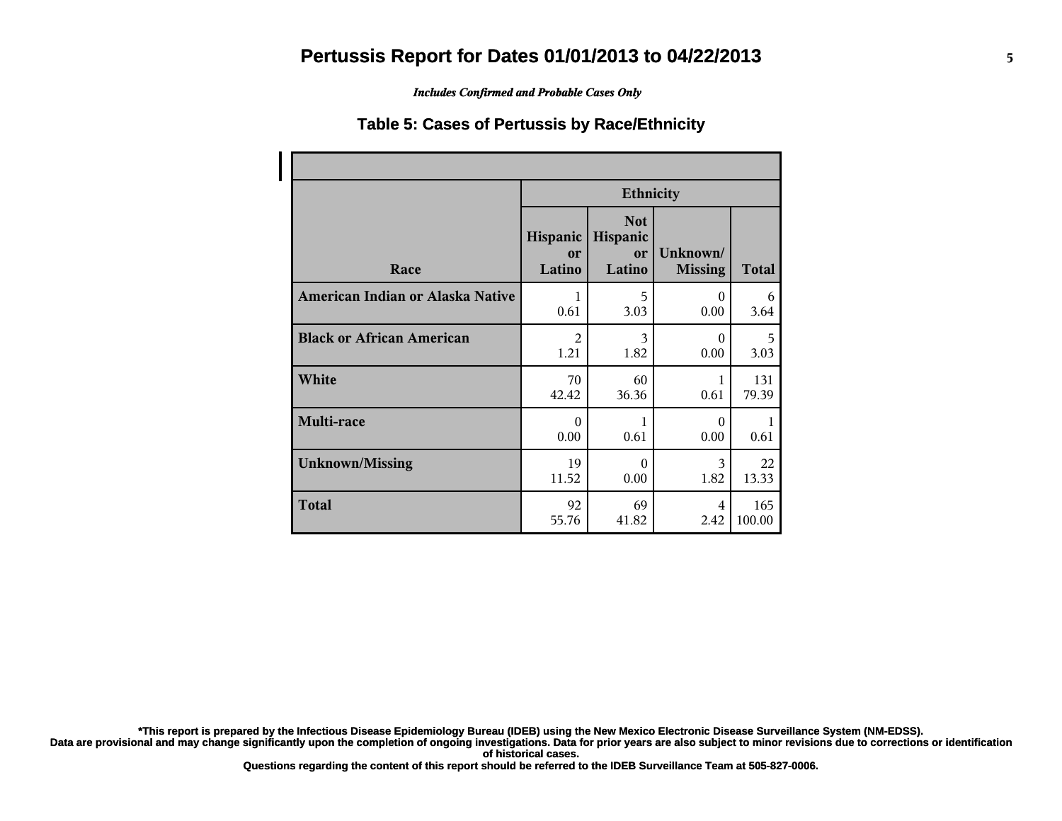# Pertussis Report for Dates 01/01/2013 to 04/22/2013

*Includes Confirmed and Probable Cases Only*

## Table 5: Cases of Pertussis by Race/Ethnicity

| Race | Ethnicity | | | |
|---|---|---|---|---|
| | Hispanic or Latino | Not Hispanic or Latino | Unknown/ Missing | Total |
| **American Indian or Alaska Native** | 1<br>0.61 | 5<br>3.03 | 0<br>0.00 | 6<br>3.64 |
| **Black or African American** | 2<br>1.21 | 3<br>1.82 | 0<br>0.00 | 5<br>3.03 |
| **White** | 70<br>42.42 | 60<br>36.36 | 1<br>0.61 | 131<br>79.39 |
| **Multi-race** | 0<br>0.00 | 1<br>0.61 | 0<br>0.00 | 1<br>0.61 |
| **Unknown/Missing** | 19<br>11.52 | 0<br>0.00 | 3<br>1.82 | 22<br>13.33 |
| **Total** | 92<br>55.76 | 69<br>41.82 | 4<br>2.42 | 165<br>100.00 |

**\*This report is prepared by the Infectious Disease Epidemiology Bureau (IDEB) using the New Mexico Electronic Disease Surveillance System (NM-EDSS). Data are provisional and may change significantly upon the completion of ongoing investigations. Data for prior years are also subject to minor revisions due to corrections or identification of historical cases. Questions regarding the content of this report should be referred to the IDEB Surveillance Team at 505-827-0006.**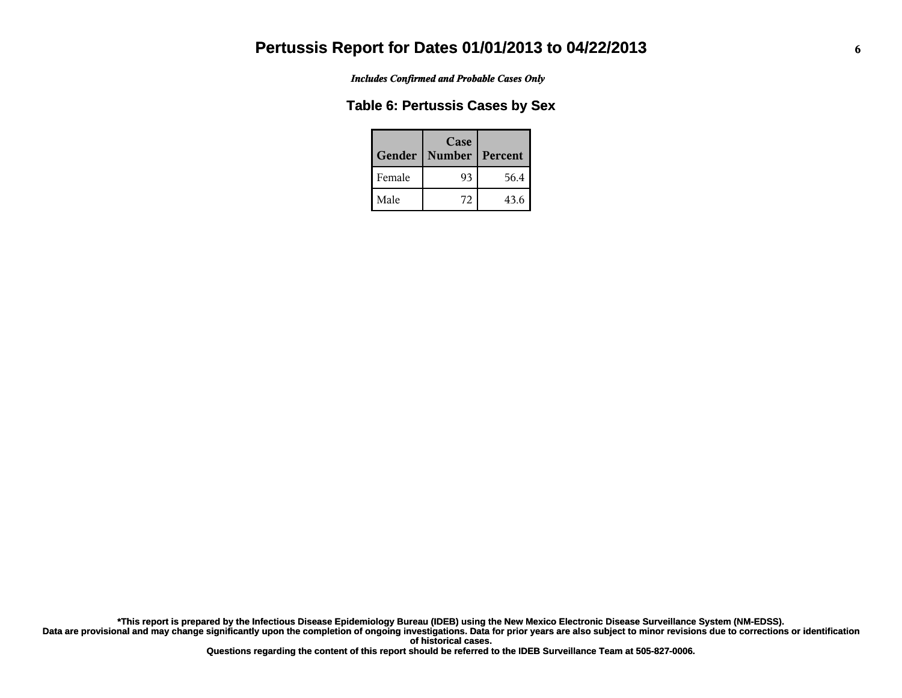# Pertussis Report for Dates 01/01/2013 to 04/22/2013

*Includes Confirmed and Probable Cases Only*

## Table 6: Pertussis Cases by Sex

| Gender | Case Number | Percent |
|---|---|---|
| Female | 93 | 56.4 |
| Male | 72 | 43.6 |

**\*This report is prepared by the Infectious Disease Epidemiology Bureau (IDEB) using the New Mexico Electronic Disease Surveillance System (NM-EDSS).**
**Data are provisional and may change significantly upon the completion of ongoing investigations. Data for prior years are also subject to minor revisions due to corrections or identification of historical cases.**
**Questions regarding the content of this report should be referred to the IDEB Surveillance Team at 505-827-0006.**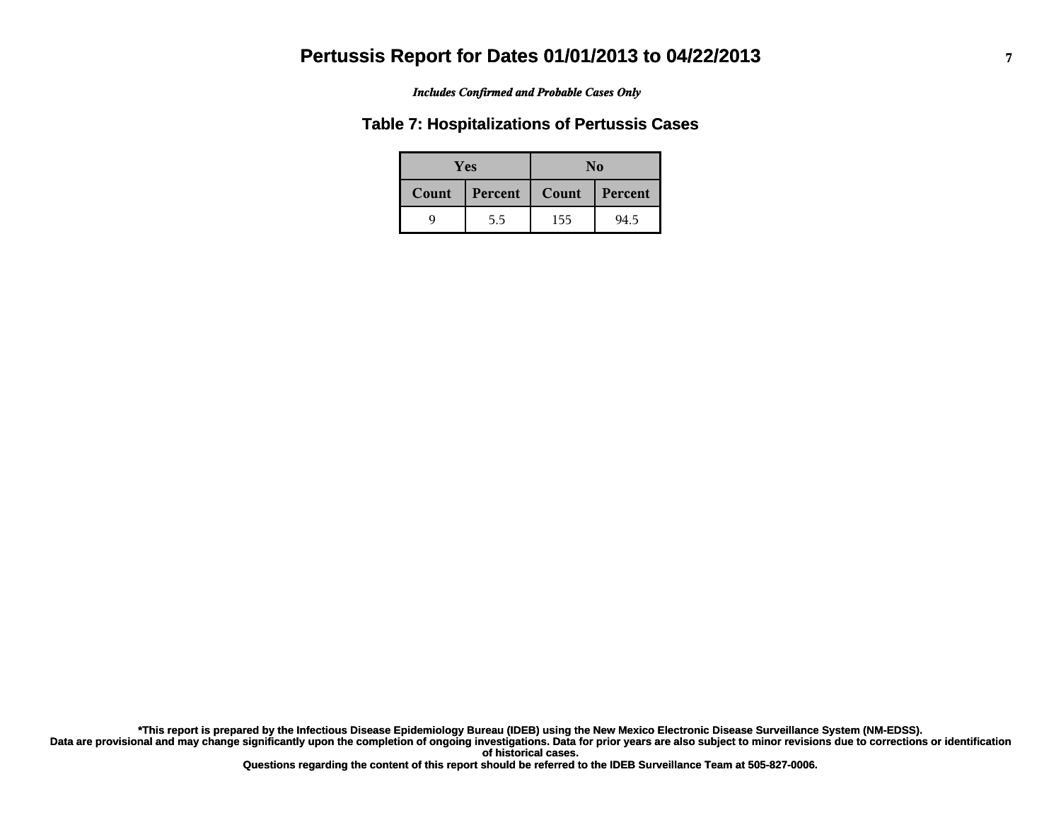# Pertussis Report for Dates 01/01/2013 to 04/22/2013

*Includes Confirmed and Probable Cases Only*

## Table 7: Hospitalizations of Pertussis Cases

| Yes | | No | |
|---|---|---|---|
| Count | Percent | Count | Percent |
| 9 | 5.5 | 155 | 94.5 |

**\*This report is prepared by the Infectious Disease Epidemiology Bureau (IDEB) using the New Mexico Electronic Disease Surveillance System (NM-EDSS).**
**Data are provisional and may change significantly upon the completion of ongoing investigations. Data for prior years are also subject to minor revisions due to corrections or identification of historical cases.**
**Questions regarding the content of this report should be referred to the IDEB Surveillance Team at 505-827-0006.**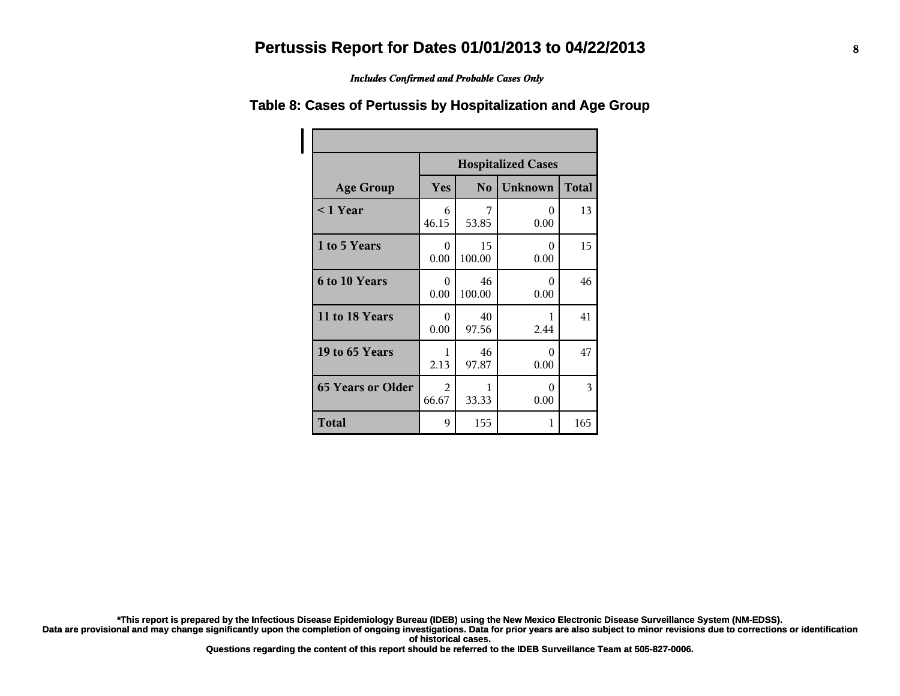# Pertussis Report for Dates 01/01/2013 to 04/22/2013

*Includes Confirmed and Probable Cases Only*

## Table 8: Cases of Pertussis by Hospitalization and Age Group

| | Hospitalized Cases | | | |
|---|---|---|---|---|
| **Age Group** | **Yes** | **No** | **Unknown** | **Total** |
| **< 1 Year** | 6<br>46.15 | 7<br>53.85 | 0<br>0.00 | 13 |
| **1 to 5 Years** | 0<br>0.00 | 15<br>100.00 | 0<br>0.00 | 15 |
| **6 to 10 Years** | 0<br>0.00 | 46<br>100.00 | 0<br>0.00 | 46 |
| **11 to 18 Years** | 0<br>0.00 | 40<br>97.56 | 1<br>2.44 | 41 |
| **19 to 65 Years** | 1<br>2.13 | 46<br>97.87 | 0<br>0.00 | 47 |
| **65 Years or Older** | 2<br>66.67 | 1<br>33.33 | 0<br>0.00 | 3 |
| **Total** | 9 | 155 | 1 | 165 |

**\*This report is prepared by the Infectious Disease Epidemiology Bureau (IDEB) using the New Mexico Electronic Disease Surveillance System (NM-EDSS). Data are provisional and may change significantly upon the completion of ongoing investigations. Data for prior years are also subject to minor revisions due to corrections or identification of historical cases.**

**Questions regarding the content of this report should be referred to the IDEB Surveillance Team at 505-827-0006.**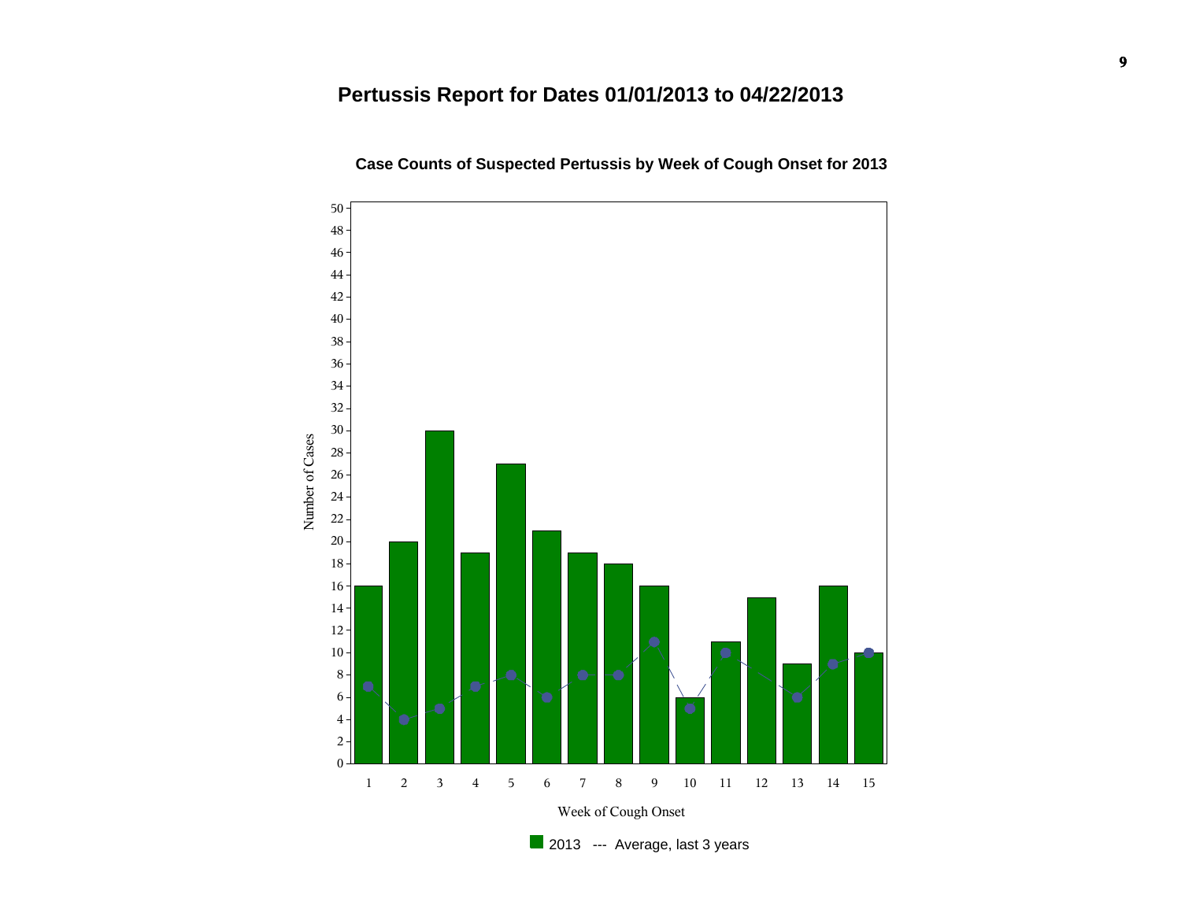# Pertussis Report for Dates 01/01/2013 to 04/22/2013

## Case Counts of Suspected Pertussis by Week of Cough Onset for 2013

Number of Cases

0
2
4
6
8
10
12
14
16
18
20
22
24
26
28
30
32
34
36
38
40
42
44
46
48
50

1 2 3 4 5 6 7 8 9 10 11 12 13 14 15

Week of Cough Onset

2013 --- Average, last 3 years